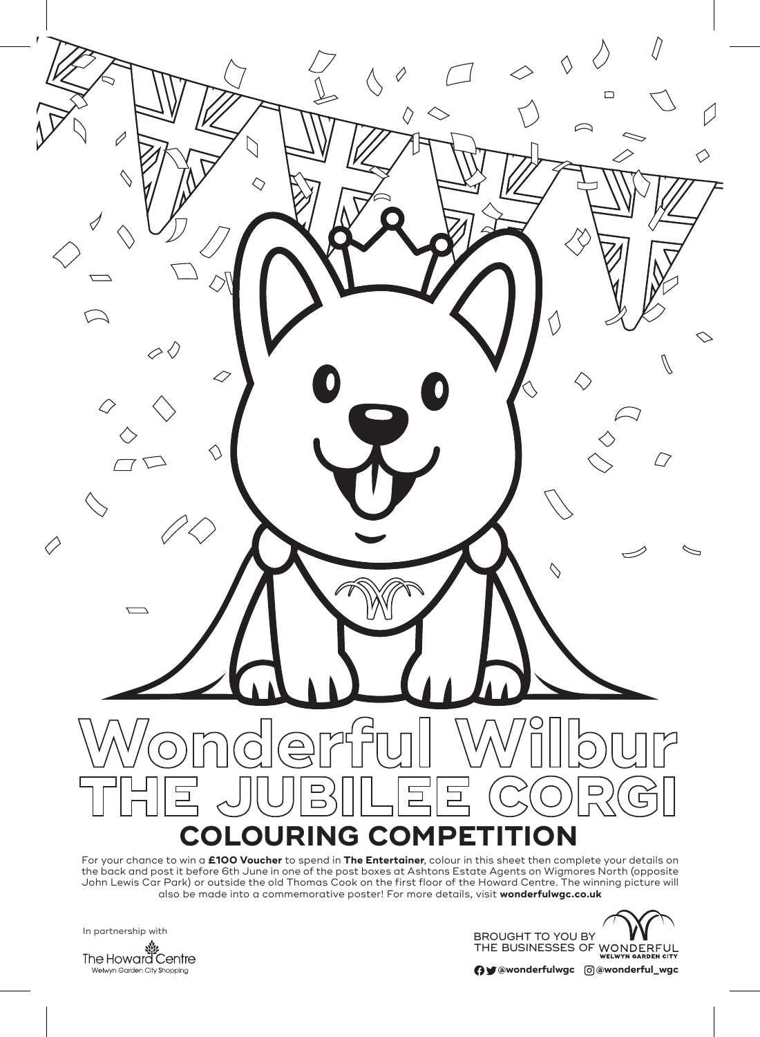# Wonderful Wilbur

# THE JUBILEE CORGI

## COLOURING COMPETITION

For your chance to win a **£100 Voucher** to spend in **The Entertainer**, colour in this sheet then complete your details on the back and post it before 6th June in one of the post boxes at Ashtons Estate Agents on Wigmores North (opposite John Lewis Car Park) or outside the old Thomas Cook on the first floor of the Howard Centre. The winning picture will also be made into a commemorative poster! For more details, visit **wonderfulwgc.co.uk**

In partnership with

The Howard Centre
Welwyn Garden City Shopping

BROUGHT TO YOU BY THE BUSINESSES OF WONDERFUL WELWYN GARDEN CITY

**@wonderfulwgc** **@wonderful_wgc**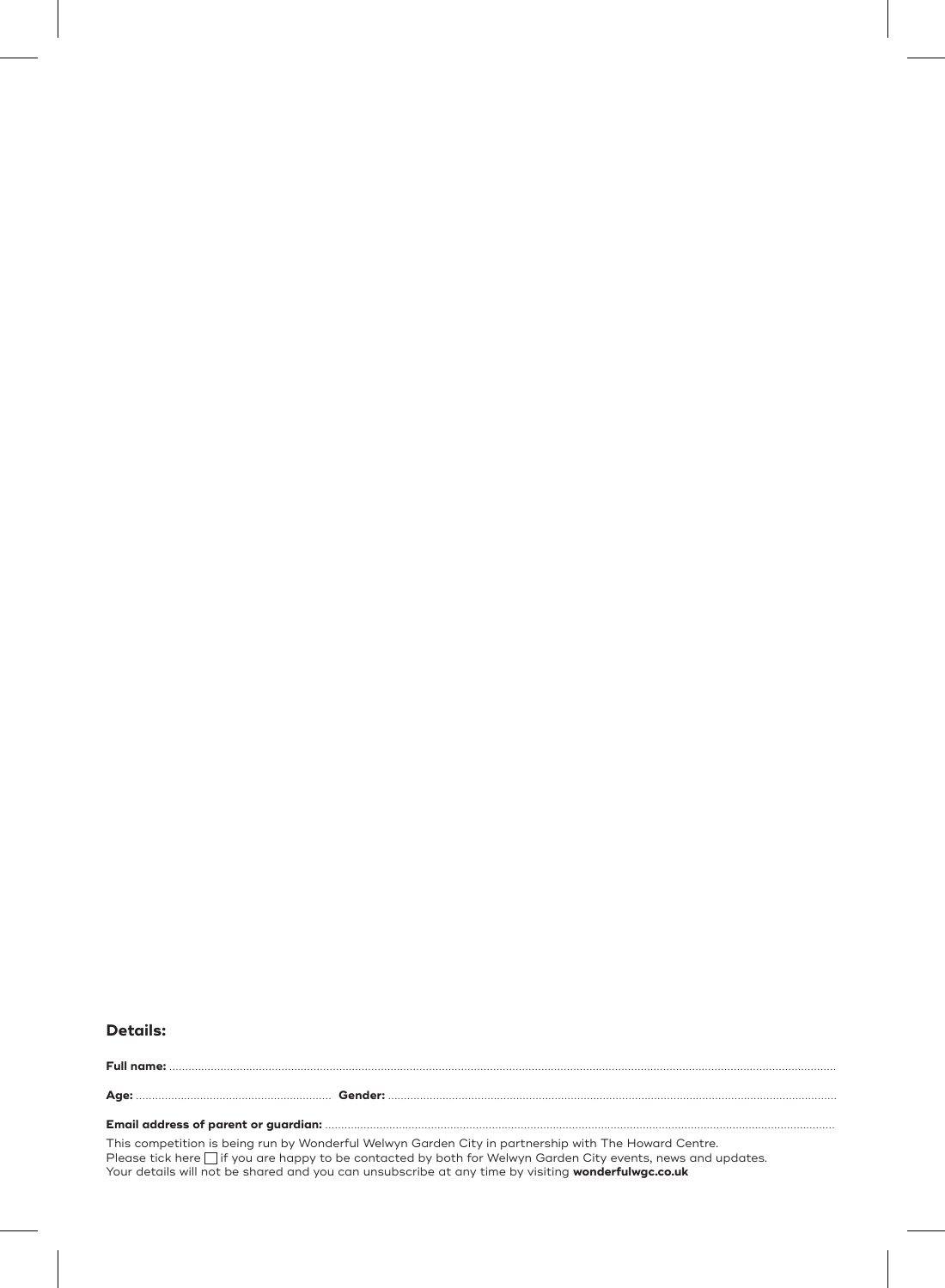## Details:

**Full name:** ..........................................................................................................................................................................................

**Age:** ............................................................ **Gender:** ..........................................................................................................................................

**Email address of parent or guardian:** ..........................................................................................................................................

This competition is being run by Wonderful Welwyn Garden City in partnership with The Howard Centre.
Please tick here ☐ if you are happy to be contacted by both for Welwyn Garden City events, news and updates.
Your details will not be shared and you can unsubscribe at any time by visiting **wonderfulwgc.co.uk**